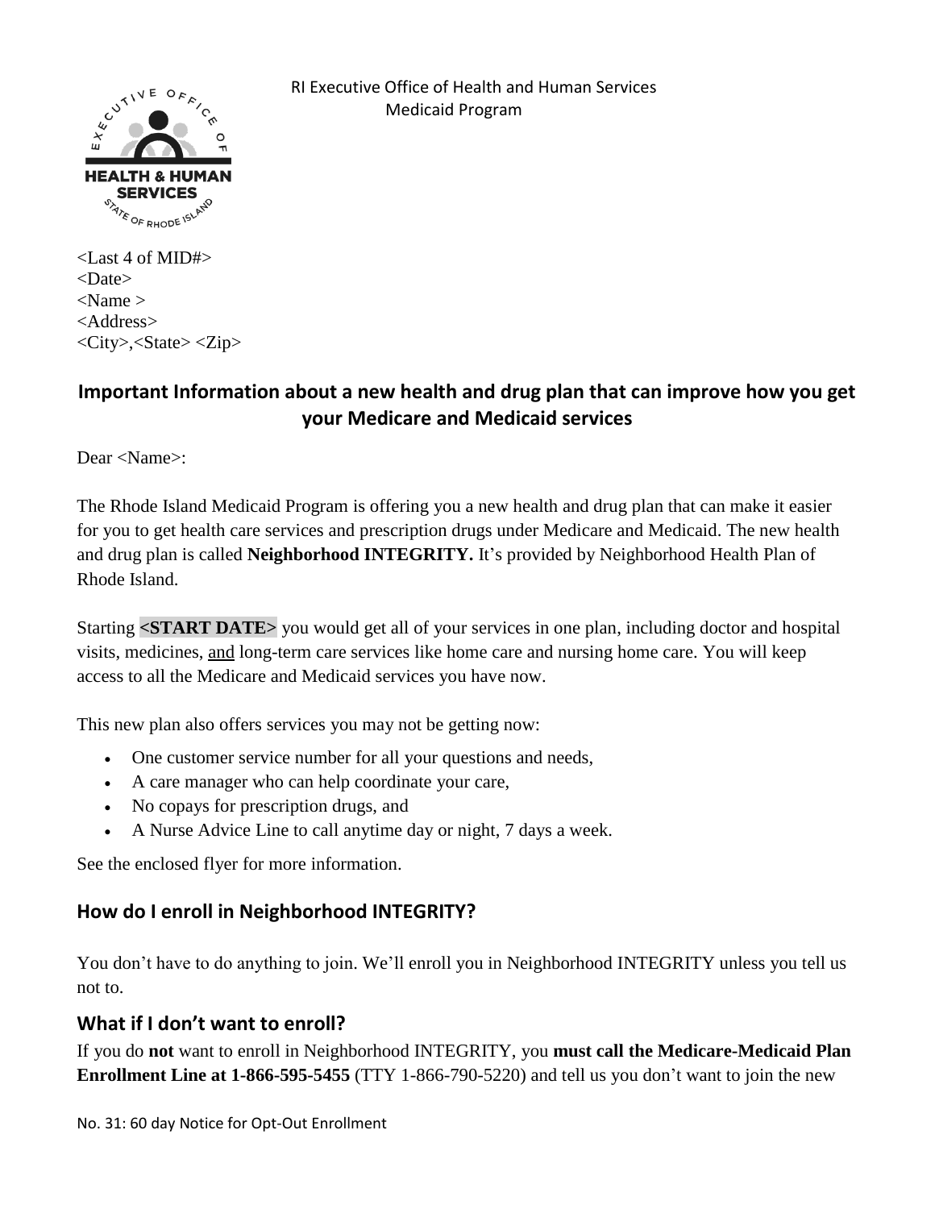RI Executive Office of Health and Human Services
Medicaid Program

<Last 4 of MID#>
<Date>
<Name >
<Address>
<City>,<State> <Zip>

## Important Information about a new health and drug plan that can improve how you get your Medicare and Medicaid services

Dear <Name>:

The Rhode Island Medicaid Program is offering you a new health and drug plan that can make it easier for you to get health care services and prescription drugs under Medicare and Medicaid. The new health and drug plan is called **Neighborhood INTEGRITY.** It's provided by Neighborhood Health Plan of Rhode Island.

Starting **<START DATE>** you would get all of your services in one plan, including doctor and hospital visits, medicines, and long-term care services like home care and nursing home care. You will keep access to all the Medicare and Medicaid services you have now.

This new plan also offers services you may not be getting now:

- One customer service number for all your questions and needs,
- A care manager who can help coordinate your care,
- No copays for prescription drugs, and
- A Nurse Advice Line to call anytime day or night, 7 days a week.

See the enclosed flyer for more information.

### How do I enroll in Neighborhood INTEGRITY?

You don't have to do anything to join. We'll enroll you in Neighborhood INTEGRITY unless you tell us not to.

### What if I don't want to enroll?

If you do **not** want to enroll in Neighborhood INTEGRITY, you **must call the Medicare-Medicaid Plan Enrollment Line at 1-866-595-5455** (TTY 1-866-790-5220) and tell us you don't want to join the new

No. 31: 60 day Notice for Opt-Out Enrollment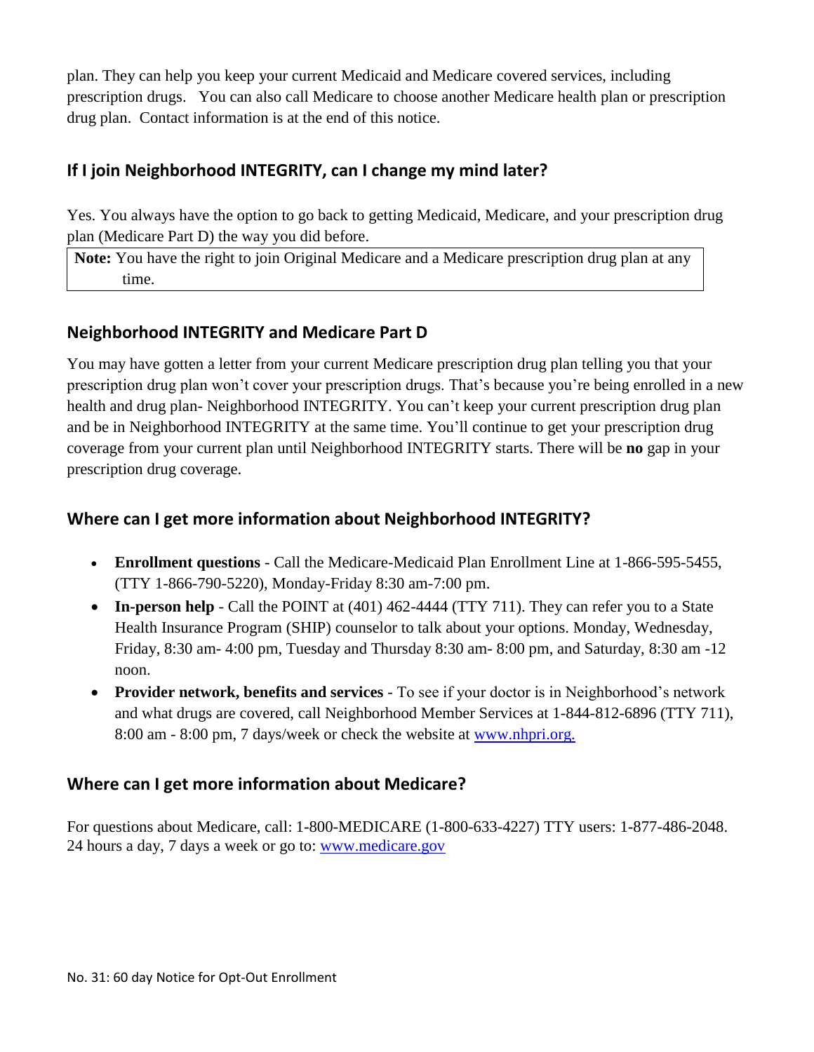plan. They can help you keep your current Medicaid and Medicare covered services, including prescription drugs. You can also call Medicare to choose another Medicare health plan or prescription drug plan. Contact information is at the end of this notice.

## If I join Neighborhood INTEGRITY, can I change my mind later?

Yes. You always have the option to go back to getting Medicaid, Medicare, and your prescription drug plan (Medicare Part D) the way you did before.

> **Note:** You have the right to join Original Medicare and a Medicare prescription drug plan at any time.

## Neighborhood INTEGRITY and Medicare Part D

You may have gotten a letter from your current Medicare prescription drug plan telling you that your prescription drug plan won't cover your prescription drugs. That's because you're being enrolled in a new health and drug plan- Neighborhood INTEGRITY. You can't keep your current prescription drug plan and be in Neighborhood INTEGRITY at the same time. You'll continue to get your prescription drug coverage from your current plan until Neighborhood INTEGRITY starts. There will be **no** gap in your prescription drug coverage.

## Where can I get more information about Neighborhood INTEGRITY?

- **Enrollment questions** - Call the Medicare-Medicaid Plan Enrollment Line at 1-866-595-5455, (TTY 1-866-790-5220), Monday-Friday 8:30 am-7:00 pm.
- **In-person help** - Call the POINT at (401) 462-4444 (TTY 711). They can refer you to a State Health Insurance Program (SHIP) counselor to talk about your options. Monday, Wednesday, Friday, 8:30 am- 4:00 pm, Tuesday and Thursday 8:30 am- 8:00 pm, and Saturday, 8:30 am -12 noon.
- **Provider network, benefits and services** - To see if your doctor is in Neighborhood's network and what drugs are covered, call Neighborhood Member Services at 1-844-812-6896 (TTY 711), 8:00 am - 8:00 pm, 7 days/week or check the website at [www.nhpri.org.](http://www.nhpri.org)

## Where can I get more information about Medicare?

For questions about Medicare, call: 1-800-MEDICARE (1-800-633-4227) TTY users: 1-877-486-2048. 24 hours a day, 7 days a week or go to: [www.medicare.gov](http://www.medicare.gov)

No. 31: 60 day Notice for Opt-Out Enrollment